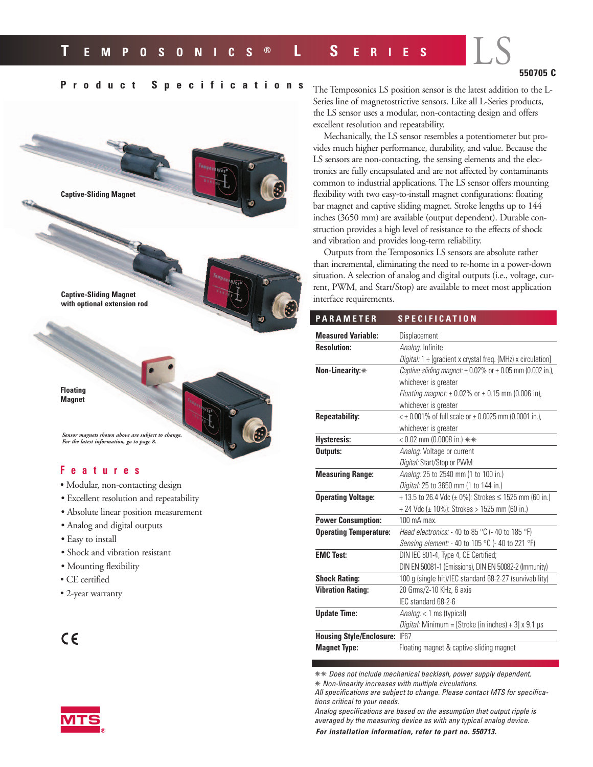# Temposonics® L Series LS

550705 C

## Product Specifications

Captive-Sliding Magnet

Captive-Sliding Magnet with optional extension rod

Floating Magnet

*Sensor magnets shown above are subject to change. For the latest information, go to page 8.*

## Features

- Modular, non-contacting design
- Excellent resolution and repeatability
- Absolute linear position measurement
- Analog and digital outputs
- Easy to install
- Shock and vibration resistant
- Mounting flexibility
- CE certified
- 2-year warranty

CE

The Temposonics LS position sensor is the latest addition to the L-Series line of magnetostrictive sensors. Like all L-Series products, the LS sensor uses a modular, non-contacting design and offers excellent resolution and repeatability.

Mechanically, the LS sensor resembles a potentiometer but provides much higher performance, durability, and value. Because the LS sensors are non-contacting, the sensing elements and the electronics are fully encapsulated and are not affected by contaminants common to industrial applications. The LS sensor offers mounting flexibility with two easy-to-install magnet configurations: floating bar magnet and captive sliding magnet. Stroke lengths up to 144 inches (3650 mm) are available (output dependent). Durable construction provides a high level of resistance to the effects of shock and vibration and provides long-term reliability.

Outputs from the Temposonics LS sensors are absolute rather than incremental, eliminating the need to re-home in a power-down situation. A selection of analog and digital outputs (i.e., voltage, current, PWM, and Start/Stop) are available to meet most application interface requirements.

| PARAMETER | SPECIFICATION |
|---|---|
| **Measured Variable:** | Displacement |
| **Resolution:** | *Analog:* Infinite<br>*Digital:* 1 ÷ [gradient x crystal freq. (MHz) x circulation] |
| **Non-Linearity:**✳ | *Captive-sliding magnet:* ± 0.02% or ± 0.05 mm (0.002 in.), whichever is greater<br>*Floating magnet:* ± 0.02% or ± 0.15 mm (0.006 in), whichever is greater |
| **Repeatability:** | < ± 0.001% of full scale or ± 0.0025 mm (0.0001 in.), whichever is greater |
| **Hysteresis:** | < 0.02 mm (0.0008 in.) ✳✳ |
| **Outputs:** | *Analog:* Voltage or current<br>*Digital:* Start/Stop or PWM |
| **Measuring Range:** | *Analog:* 25 to 2540 mm (1 to 100 in.)<br>*Digital:* 25 to 3650 mm (1 to 144 in.) |
| **Operating Voltage:** | + 13.5 to 26.4 Vdc (± 0%): Strokes ≤ 1525 mm (60 in.)<br>+ 24 Vdc (± 10%): Strokes > 1525 mm (60 in.) |
| **Power Consumption:** | 100 mA max. |
| **Operating Temperature:** | *Head electronics:* - 40 to 85 °C (- 40 to 185 °F)<br>*Sensing element:* - 40 to 105 °C (- 40 to 221 °F) |
| **EMC Test:** | DIN IEC 801-4, Type 4, CE Certified;<br>DIN EN 50081-1 (Emissions), DIN EN 50082-2 (Immunity) |
| **Shock Rating:** | 100 g (single hit)/IEC standard 68-2-27 (survivability) |
| **Vibration Rating:** | 20 Grms/2-10 KHz, 6 axis<br>IEC standard 68-2-6 |
| **Update Time:** | *Analog:* < 1 ms (typical)<br>*Digital:* Minimum = [Stroke (in inches) + 3] x 9.1 µs |
| **Housing Style/Enclosure:** | IP67 |
| **Magnet Type:** | Floating magnet & captive-sliding magnet |

*✳✳ Does not include mechanical backlash, power supply dependent.*
*✳ Non-linearity increases with multiple circulations.*
*All specifications are subject to change. Please contact MTS for specifications critical to your needs.*
*Analog specifications are based on the assumption that output ripple is averaged by the measuring device as with any typical analog device.*
***For installation information, refer to part no. 550713.***

MTS®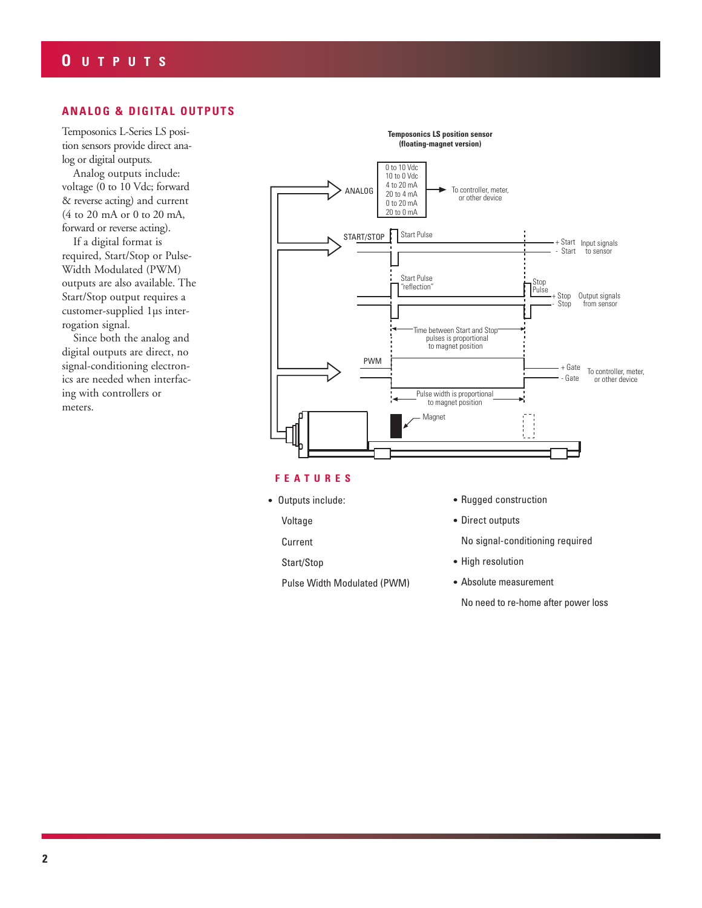# OUTPUTS

## ANALOG & DIGITAL OUTPUTS

Temposonics L-Series LS position sensors provide direct analog or digital outputs.

Analog outputs include: voltage (0 to 10 Vdc; forward & reverse acting) and current (4 to 20 mA or 0 to 20 mA, forward or reverse acting).

If a digital format is required, Start/Stop or Pulse-Width Modulated (PWM) outputs are also available. The Start/Stop output requires a customer-supplied 1µs interrogation signal.

Since both the analog and digital outputs are direct, no signal-conditioning electronics are needed when interfacing with controllers or meters.

**Temposonics LS position sensor (floating-magnet version)**

ANALOG: 0 to 10 Vdc, 10 to 0 Vdc, 4 to 20 mA, 20 to 4 mA, 0 to 20 mA, 20 to 0 mA → To controller, meter, or other device

START/STOP: Start Pulse; + Start, - Start — Input signals to sensor

Start Pulse "reflection"; Stop Pulse; + Stop, - Stop — Output signals from sensor

Time between Start and Stop pulses is proportional to magnet position

PWM: + Gate, - Gate — To controller, meter, or other device

Pulse width is proportional to magnet position

Magnet

## FEATURES

- Outputs include:
  - Voltage
  - Current
  - Start/Stop
  - Pulse Width Modulated (PWM)
- Rugged construction
- Direct outputs
  - No signal-conditioning required
- High resolution
- Absolute measurement
  - No need to re-home after power loss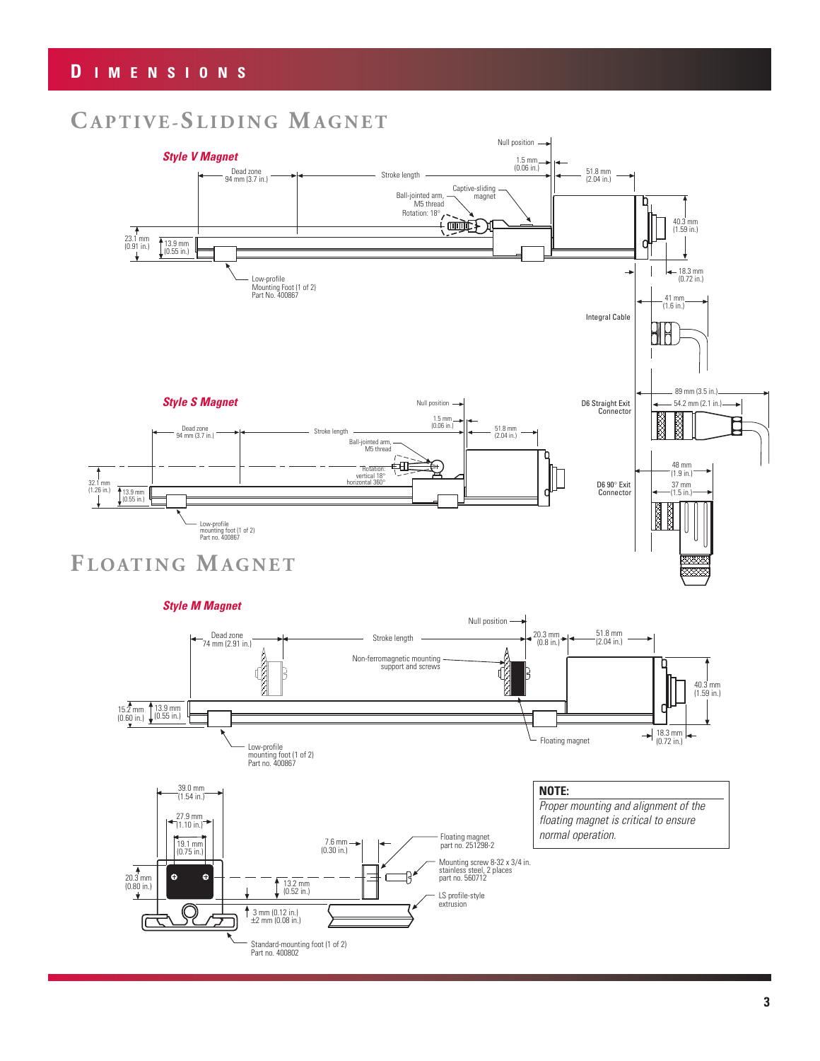# DIMENSIONS

## CAPTIVE-SLIDING MAGNET

### *Style V Magnet*

Null position

Dead zone 94 mm (3.7 in.)

Stroke length

1.5 mm (0.06 in.)

51.8 mm (2.04 in.)

Captive-sliding magnet

Ball-jointed arm, M5 thread

Rotation: 18°

23.1 mm (0.91 in.)

13.9 mm (0.55 in.)

40.3 mm (1.59 in.)

18.3 mm (0.72 in.)

Low-profile Mounting Foot (1 of 2) Part No. 400867

41 mm (1.6 in.)

Integral Cable

89 mm (3.5 in.)

54.2 mm (2.1 in.)

D6 Straight Exit Connector

48 mm (1.9 in.)

37 mm (1.5 in.)

D6 90° Exit Connector

### *Style S Magnet*

Null position

Dead zone 94 mm (3.7 in.)

Stroke length

1.5 mm (0.06 in.)

51.8 mm (2.04 in.)

Ball-jointed arm, M5 thread

Rotation: vertical 18° horizontal 360°

32.1 mm (1.26 in.)

13.9 mm (0.55 in.)

Low-profile mounting foot (1 of 2) Part no. 400867

## FLOATING MAGNET

### *Style M Magnet*

Null position

Dead zone 74 mm (2.91 in.)

Stroke length

20.3 mm (0.8 in.)

51.8 mm (2.04 in.)

Non-ferromagnetic mounting support and screws

15.2 mm (0.60 in.)

13.9 mm (0.55 in.)

40.3 mm (1.59 in.)

18.3 mm (0.72 in.)

Floating magnet

Low-profile mounting foot (1 of 2) Part no. 400867

39.0 mm (1.54 in.)

27.9 mm (1.10 in.)

19.1 mm (0.75 in.)

20.3 mm (0.80 in.)

13.2 mm (0.52 in.)

3 mm (0.12 in.) ±2 mm (0.08 in.)

7.6 mm (0.30 in.)

Floating magnet part no. 251298-2

Mounting screw 8-32 x 3/4 in. stainless steel, 2 places part no. 560712

LS profile-style extrusion

Standard-mounting foot (1 of 2) Part no. 400802

**NOTE:**

*Proper mounting and alignment of the floating magnet is critical to ensure normal operation.*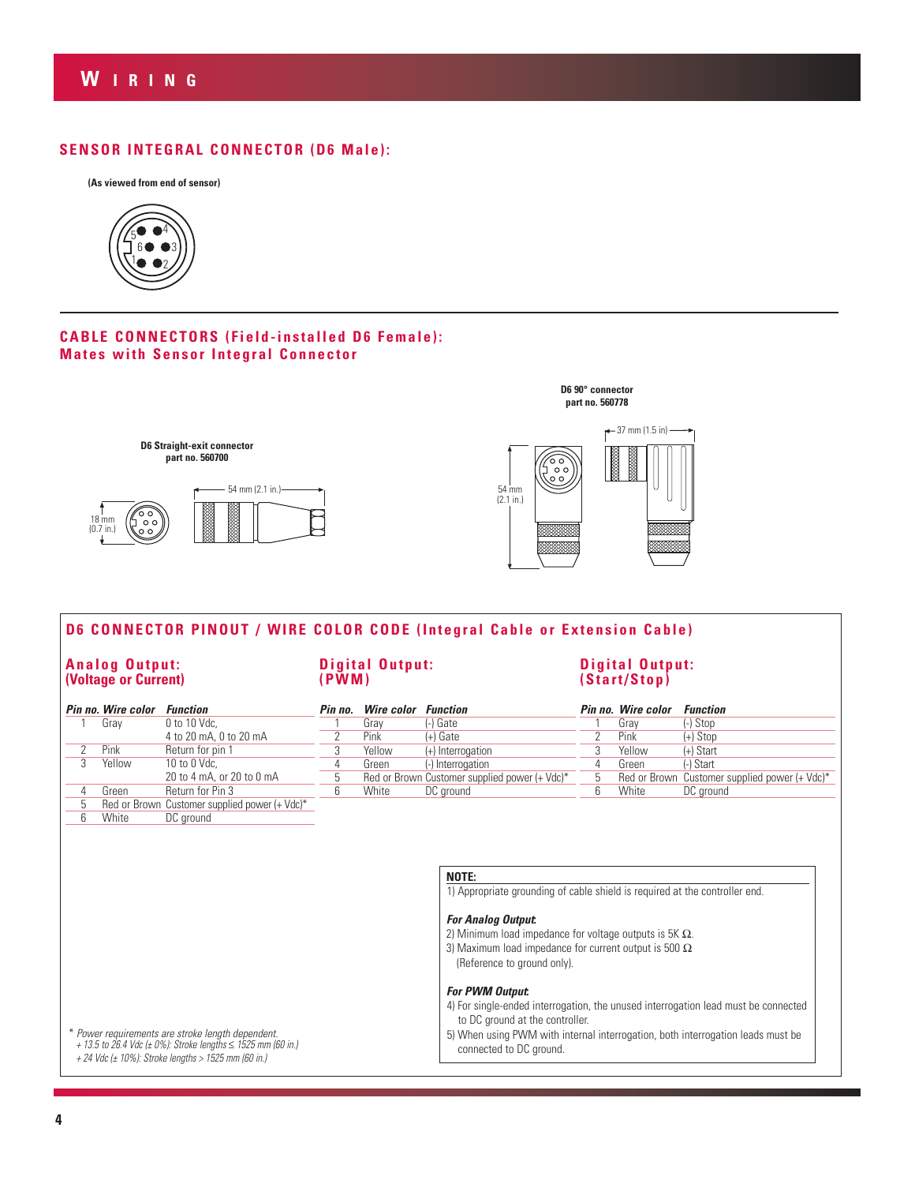# WIRING

## SENSOR INTEGRAL CONNECTOR (D6 Male):

**(As viewed from end of sensor)**

## CABLE CONNECTORS (Field-installed D6 Female): Mates with Sensor Integral Connector

**D6 Straight-exit connector part no. 560700**

18 mm (0.7 in.)

54 mm (2.1 in.)

**D6 90° connector part no. 560778**

37 mm (1.5 in)

54 mm (2.1 in.)

## D6 CONNECTOR PINOUT / WIRE COLOR CODE (Integral Cable or Extension Cable)

### Analog Output: (Voltage or Current)

| Pin no. | Wire color | Function |
|---|---|---|
| 1 | Gray | 0 to 10 Vdc, 4 to 20 mA, 0 to 20 mA |
| 2 | Pink | Return for pin 1 |
| 3 | Yellow | 10 to 0 Vdc, 20 to 4 mA, or 20 to 0 mA |
| 4 | Green | Return for Pin 3 |
| 5 | Red or Brown | Customer supplied power (+ Vdc)* |
| 6 | White | DC ground |

### Digital Output: (PWM)

| Pin no. | Wire color | Function |
|---|---|---|
| 1 | Gray | (-) Gate |
| 2 | Pink | (+) Gate |
| 3 | Yellow | (+) Interrogation |
| 4 | Green | (-) Interrogation |
| 5 | Red or Brown | Customer supplied power (+ Vdc)* |
| 6 | White | DC ground |

### Digital Output: (Start/Stop)

| Pin no. | Wire color | Function |
|---|---|---|
| 1 | Gray | (-) Stop |
| 2 | Pink | (+) Stop |
| 3 | Yellow | (+) Start |
| 4 | Green | (-) Start |
| 5 | Red or Brown | Customer supplied power (+ Vdc)* |
| 6 | White | DC ground |

**NOTE:**

1) Appropriate grounding of cable shield is required at the controller end.

***For Analog Output:***

2) Minimum load impedance for voltage outputs is 5K Ω.

3) Maximum load impedance for current output is 500 Ω (Reference to ground only).

***For PWM Output:***

4) For single-ended interrogation, the unused interrogation lead must be connected to DC ground at the controller.

5) When using PWM with internal interrogation, both interrogation leads must be connected to DC ground.

*\* Power requirements are stroke length dependent.*
*+ 13.5 to 26.4 Vdc (± 0%): Stroke lengths ≤ 1525 mm (60 in.)*
*+ 24 Vdc (± 10%): Stroke lengths > 1525 mm (60 in.)*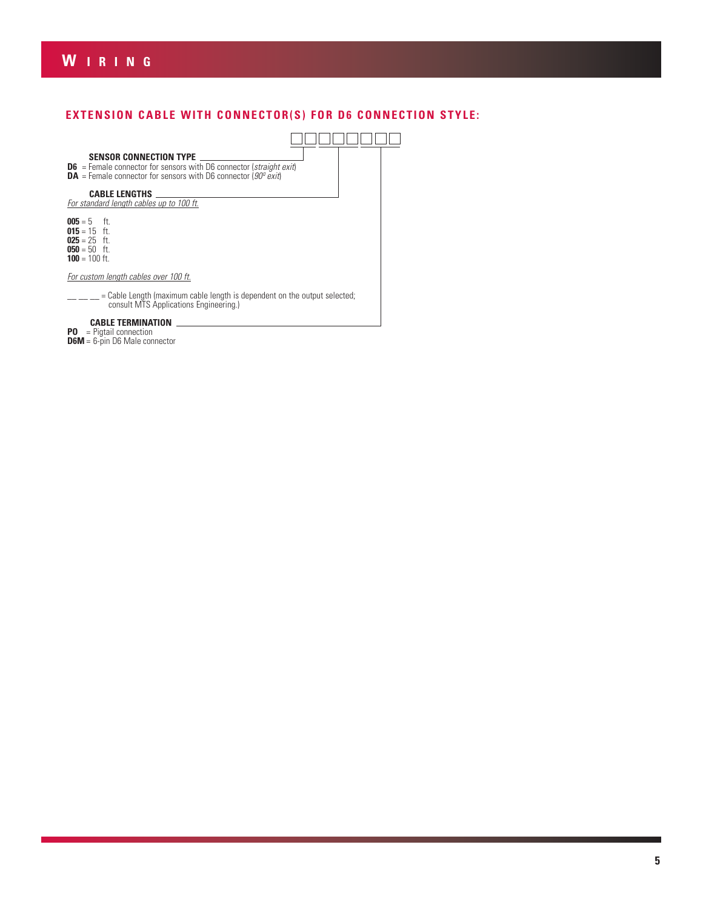# WIRING

## EXTENSION CABLE WITH CONNECTOR(S) FOR D6 CONNECTION STYLE:

☐☐ ☐☐☐ ☐☐☐

**SENSOR CONNECTION TYPE**

**D6** = Female connector for sensors with D6 connector (*straight exit*)
**DA** = Female connector for sensors with D6 connector (*90º exit*)

**CABLE LENGTHS**

*For standard length cables up to 100 ft.*

**005** = 5 ft.
**015** = 15 ft.
**025** = 25 ft.
**050** = 50 ft.
**100** = 100 ft.

*For custom length cables over 100 ft.*

__ __ __ = Cable Length (maximum cable length is dependent on the output selected; consult MTS Applications Engineering.)

**CABLE TERMINATION**

**PO** = Pigtail connection
**D6M** = 6-pin D6 Male connector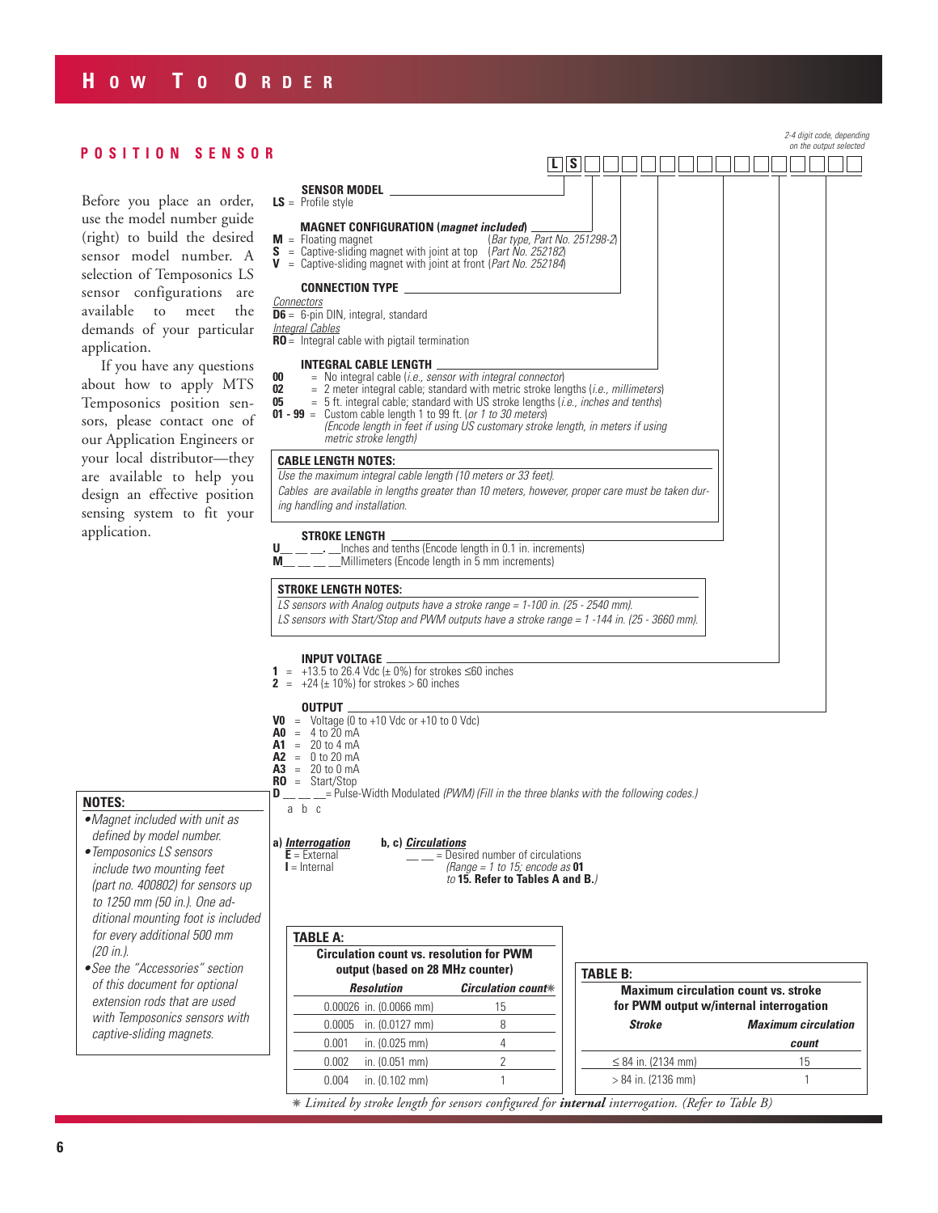# How To Order

## POSITION SENSOR

Before you place an order, use the model number guide (right) to build the desired sensor model number. A selection of Temposonics LS sensor configurations are available to meet the demands of your particular application.

If you have any questions about how to apply MTS Temposonics position sensors, please contact one of our Application Engineers or your local distributor—they are available to help you design an effective position sensing system to fit your application.

*2-4 digit code, depending on the output selected*

L S □ □ □ □ □ □ □ □ □ □ □ □ □ □ □

**SENSOR MODEL**
**LS** = Profile style

**MAGNET CONFIGURATION (*magnet included*)**
**M** = Floating magnet (*Bar type, Part No. 251298-2*)
**S** = Captive-sliding magnet with joint at top (*Part No. 252182*)
**V** = Captive-sliding magnet with joint at front (*Part No. 252184*)

**CONNECTION TYPE**
Connectors
**D6** = 6-pin DIN, integral, standard
Integral Cables
**RO** = Integral cable with pigtail termination

**INTEGRAL CABLE LENGTH**
**00** = No integral cable (*i.e., sensor with integral connector*)
**02** = 2 meter integral cable; standard with metric stroke lengths (*i.e., millimeters*)
**05** = 5 ft. integral cable; standard with US stroke lengths (*i.e., inches and tenths*)
**01 - 99** = Custom cable length 1 to 99 ft. (*or 1 to 30 meters*)
*(Encode length in feet if using US customary stroke length, in meters if using metric stroke length)*

**CABLE LENGTH NOTES:**
*Use the maximum integral cable length (10 meters or 33 feet).*
*Cables are available in lengths greater than 10 meters, however, proper care must be taken during handling and installation.*

**STROKE LENGTH**
**U**__ __ __. __Inches and tenths (Encode length in 0.1 in. increments)
**M**__ __ __ __Millimeters (Encode length in 5 mm increments)

**STROKE LENGTH NOTES:**
*LS sensors with Analog outputs have a stroke range = 1-100 in. (25 - 2540 mm).*
*LS sensors with Start/Stop and PWM outputs have a stroke range = 1 -144 in. (25 - 3660 mm).*

**INPUT VOLTAGE**
**1** = +13.5 to 26.4 Vdc (± 0%) for strokes ≤60 inches
**2** = +24 (± 10%) for strokes > 60 inches

**OUTPUT**
**V0** = Voltage (0 to +10 Vdc or +10 to 0 Vdc)
**A0** = 4 to 20 mA
**A1** = 20 to 4 mA
**A2** = 0 to 20 mA
**A3** = 20 to 0 mA
**R0** = Start/Stop
**D** __ __ __= Pulse-Width Modulated *(PWM) (Fill in the three blanks with the following codes.)*
a b c

**a) *Interrogation***
**E** = External
**I** = Internal

**b, c) *Circulations***
__ __ = Desired number of circulations
*(Range = 1 to 15; encode as* **01** *to* **15. Refer to Tables A and B.***)*

**NOTES:**
- *Magnet included with unit as defined by model number.*
- *Temposonics LS sensors include two mounting feet (part no. 400802) for sensors up to 1250 mm (50 in.). One additional mounting foot is included for every additional 500 mm (20 in.).*
- *See the "Accessories" section of this document for optional extension rods that are used with Temposonics sensors with captive-sliding magnets.*

**TABLE A: Circulation count vs. resolution for PWM output (based on 28 MHz counter)**

| Resolution | Circulation count* |
|---|---|
| 0.00026 in. (0.0066 mm) | 15 |
| 0.0005 in. (0.0127 mm) | 8 |
| 0.001 in. (0.025 mm) | 4 |
| 0.002 in. (0.051 mm) | 2 |
| 0.004 in. (0.102 mm) | 1 |

**TABLE B: Maximum circulation count vs. stroke for PWM output w/internal interrogation**

| Stroke | Maximum circulation count |
|---|---|
| ≤ 84 in. (2134 mm) | 15 |
| > 84 in. (2136 mm) | 1 |

\* *Limited by stroke length for sensors configured for* ***internal*** *interrogation. (Refer to Table B)*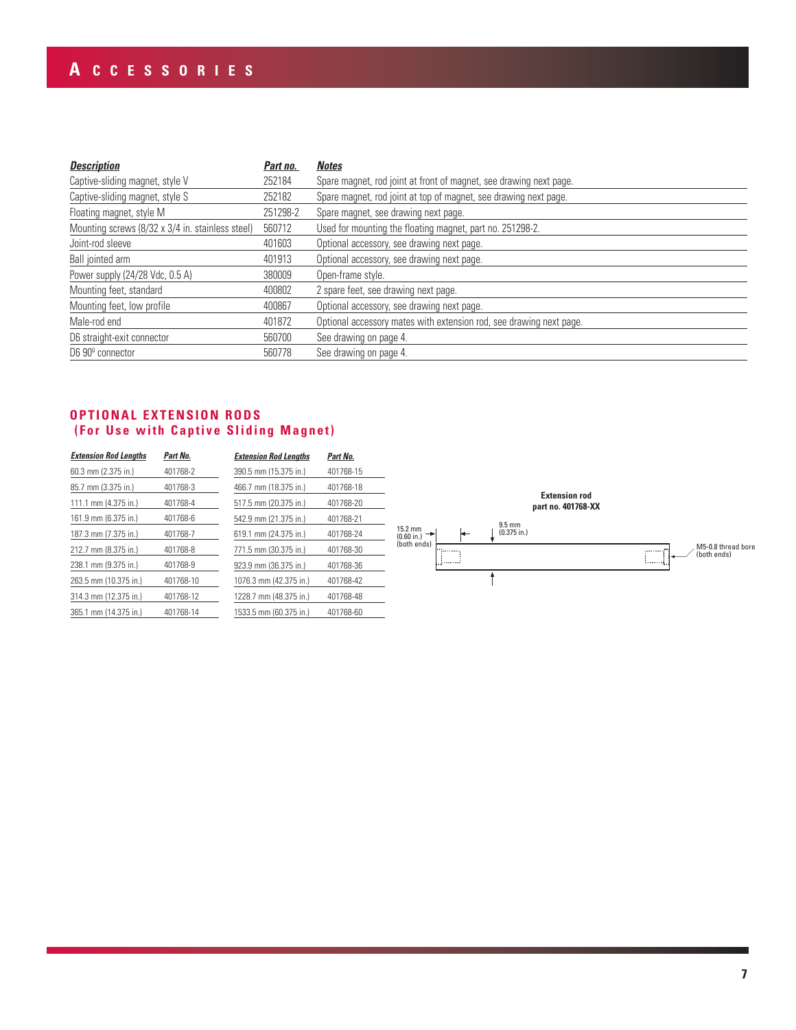# Accessories

| *Description* | *Part no.* | *Notes* |
|---|---|---|
| Captive-sliding magnet, style V | 252184 | Spare magnet, rod joint at front of magnet, see drawing next page. |
| Captive-sliding magnet, style S | 252182 | Spare magnet, rod joint at top of magnet, see drawing next page. |
| Floating magnet, style M | 251298-2 | Spare magnet, see drawing next page. |
| Mounting screws (8/32 x 3/4 in. stainless steel) | 560712 | Used for mounting the floating magnet, part no. 251298-2. |
| Joint-rod sleeve | 401603 | Optional accessory, see drawing next page. |
| Ball jointed arm | 401913 | Optional accessory, see drawing next page. |
| Power supply (24/28 Vdc, 0.5 A) | 380009 | Open-frame style. |
| Mounting feet, standard | 400802 | 2 spare feet, see drawing next page. |
| Mounting feet, low profile | 400867 | Optional accessory, see drawing next page. |
| Male-rod end | 401872 | Optional accessory mates with extension rod, see drawing next page. |
| D6 straight-exit connector | 560700 | See drawing on page 4. |
| D6 90° connector | 560778 | See drawing on page 4. |

## OPTIONAL EXTENSION RODS (For Use with Captive Sliding Magnet)

| *Extension Rod Lengths* | *Part No.* | *Extension Rod Lengths* | *Part No.* |
|---|---|---|---|
| 60.3 mm (2.375 in.) | 401768-2 | 390.5 mm (15.375 in.) | 401768-15 |
| 85.7 mm (3.375 in.) | 401768-3 | 466.7 mm (18.375 in.) | 401768-18 |
| 111.1 mm (4.375 in.) | 401768-4 | 517.5 mm (20.375 in.) | 401768-20 |
| 161.9 mm (6.375 in.) | 401768-6 | 542.9 mm (21.375 in.) | 401768-21 |
| 187.3 mm (7.375 in.) | 401768-7 | 619.1 mm (24.375 in.) | 401768-24 |
| 212.7 mm (8.375 in.) | 401768-8 | 771.5 mm (30.375 in.) | 401768-30 |
| 238.1 mm (9.375 in.) | 401768-9 | 923.9 mm (36.375 in.) | 401768-36 |
| 263.5 mm (10.375 in.) | 401768-10 | 1076.3 mm (42.375 in.) | 401768-42 |
| 314.3 mm (12.375 in.) | 401768-12 | 1228.7 mm (48.375 in.) | 401768-48 |
| 365.1 mm (14.375 in.) | 401768-14 | 1533.5 mm (60.375 in.) | 401768-60 |

**Extension rod part no. 401768-XX**

15.2 mm (0.60 in.) (both ends)

9.5 mm (0.375 in.)

M5-0.8 thread bore (both ends)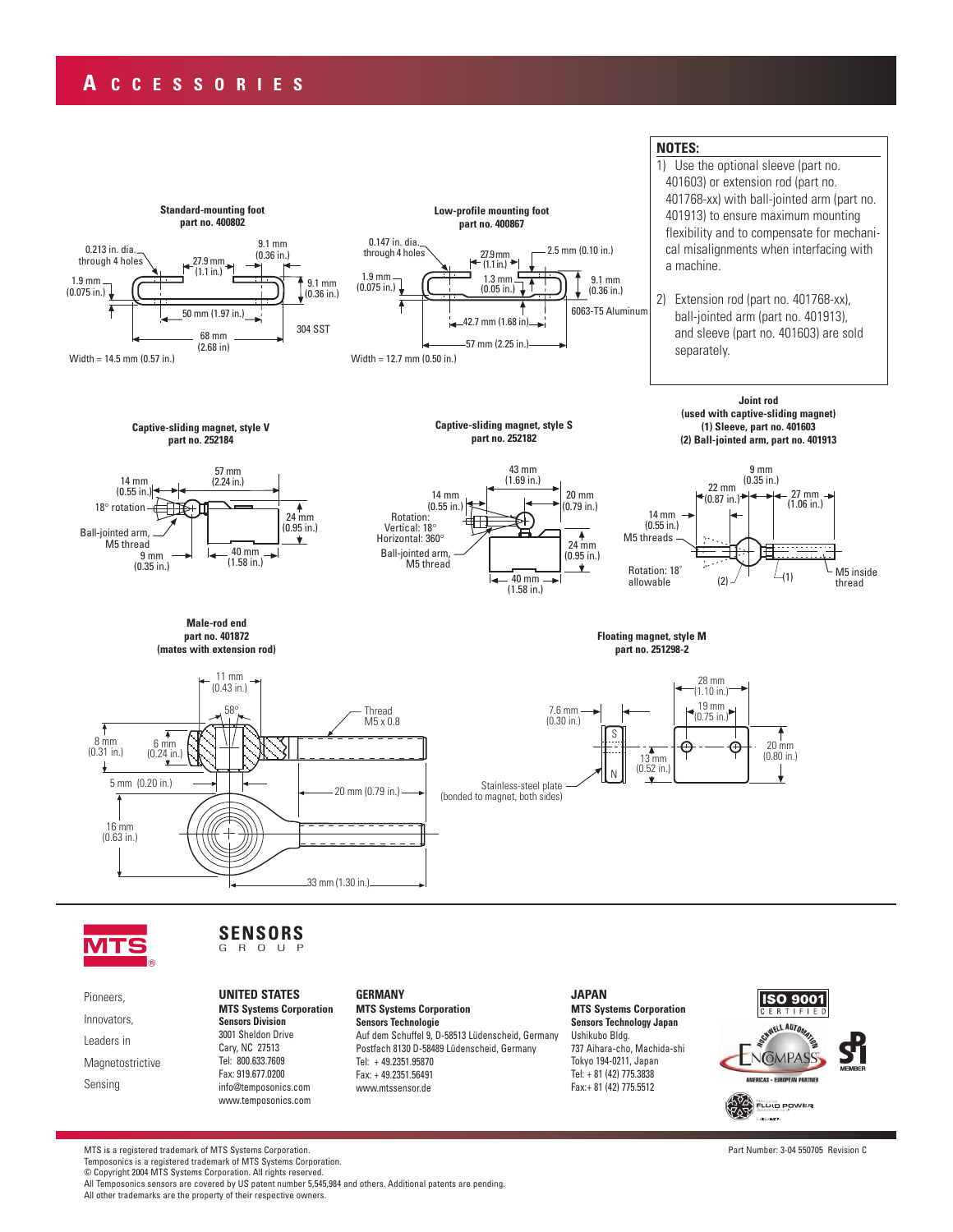# ACCESSORIES

**NOTES:**

1) Use the optional sleeve (part no. 401603) or extension rod (part no. 401768-xx) with ball-jointed arm (part no. 401913) to ensure maximum mounting flexibility and to compensate for mechanical misalignments when interfacing with a machine.

2) Extension rod (part no. 401768-xx), ball-jointed arm (part no. 401913), and sleeve (part no. 401603) are sold separately.

**Standard-mounting foot**
**part no. 400802**

0.213 in. dia. through 4 holes
27.9 mm (1.1 in.)
9.1 mm (0.36 in.)
1.9 mm (0.075 in.)
9.1 mm (0.36 in.)
50 mm (1.97 in.)
68 mm (2.68 in)
304 SST
Width = 14.5 mm (0.57 in.)

**Low-profile mounting foot**
**part no. 400867**

0.147 in. dia. through 4 holes
27.9 mm (1.1 in.)
2.5 mm (0.10 in.)
1.9 mm (0.075 in.)
1.3 mm (0.05 in.)
9.1 mm (0.36 in.)
42.7 mm (1.68 in)
57 mm (2.25 in.)
6063-T5 Aluminum
Width = 12.7 mm (0.50 in.)

**Captive-sliding magnet, style V**
**part no. 252184**

57 mm (2.24 in.)
14 mm (0.55 in.)
18° rotation
24 mm (0.95 in.)
Ball-jointed arm, M5 thread
9 mm (0.35 in.)
40 mm (1.58 in.)

**Captive-sliding magnet, style S**
**part no. 252182**

43 mm (1.69 in.)
14 mm (0.55 in.)
20 mm (0.79 in.)
Rotation: Vertical: 18° Horizontal: 360°
Ball-jointed arm, M5 thread
24 mm (0.95 in.)
40 mm (1.58 in.)

**Joint rod**
**(used with captive-sliding magnet)**
**(1) Sleeve, part no. 401603**
**(2) Ball-jointed arm, part no. 401913**

9 mm (0.35 in.)
22 mm (0.87 in.)
27 mm (1.06 in.)
14 mm (0.55 in.)
M5 threads
Rotation: 18° allowable
(2)
(1)
M5 inside thread

**Male-rod end**
**part no. 401872**
**(mates with extension rod)**

11 mm (0.43 in.)
58°
Thread M5 x 0.8
8 mm (0.31 in.)
6 mm (0.24 in.)
5 mm (0.20 in.)
20 mm (0.79 in.)
16 mm (0.63 in.)
33 mm (1.30 in.)

**Floating magnet, style M**
**part no. 251298-2**

28 mm (1.10 in.)
19 mm (0.75 in.)
7.6 mm (0.30 in.)
S
N
13 mm (0.52 in.)
20 mm (0.80 in.)
Stainless-steel plate (bonded to magnet, both sides)

---

MTS®

**SENSORS**
GROUP

Pioneers,
Innovators,
Leaders in
Magnetostrictive
Sensing

**UNITED STATES**
**MTS Systems Corporation**
**Sensors Division**
3001 Sheldon Drive
Cary, NC 27513
Tel: 800.633.7609
Fax: 919.677.0200
info@temposonics.com
www.temposonics.com

**GERMANY**
**MTS Systems Corporation**
**Sensors Technologie**
Auf dem Schuffel 9, D-58513 Lüdenscheid, Germany
Postfach 8130 D-58489 Lüdenscheid, Germany
Tel: + 49.2351.95870
Fax: + 49.2351.56491
www.mtssensor.de

**JAPAN**
**MTS Systems Corporation**
**Sensors Technology Japan**
Ushikubo Bldg.
737 Aihara-cho, Machida-shi
Tokyo 194-0211, Japan
Tel: + 81 (42) 775.3838
Fax:+ 81 (42) 775.5512

ISO 9001 CERTIFIED

Rockwell Automation ENCOMPASS AMERICAS • EUROPEAN PARTNER

SPI MEMBER

FLUID POWER

MTS is a registered trademark of MTS Systems Corporation.
Temposonics is a registered trademark of MTS Systems Corporation.
© Copyright 2004 MTS Systems Corporation. All rights reserved.
All Temposonics sensors are covered by US patent number 5,545,984 and others. Additional patents are pending.
All other trademarks are the property of their respective owners.

Part Number: 3-04 550705 Revision C